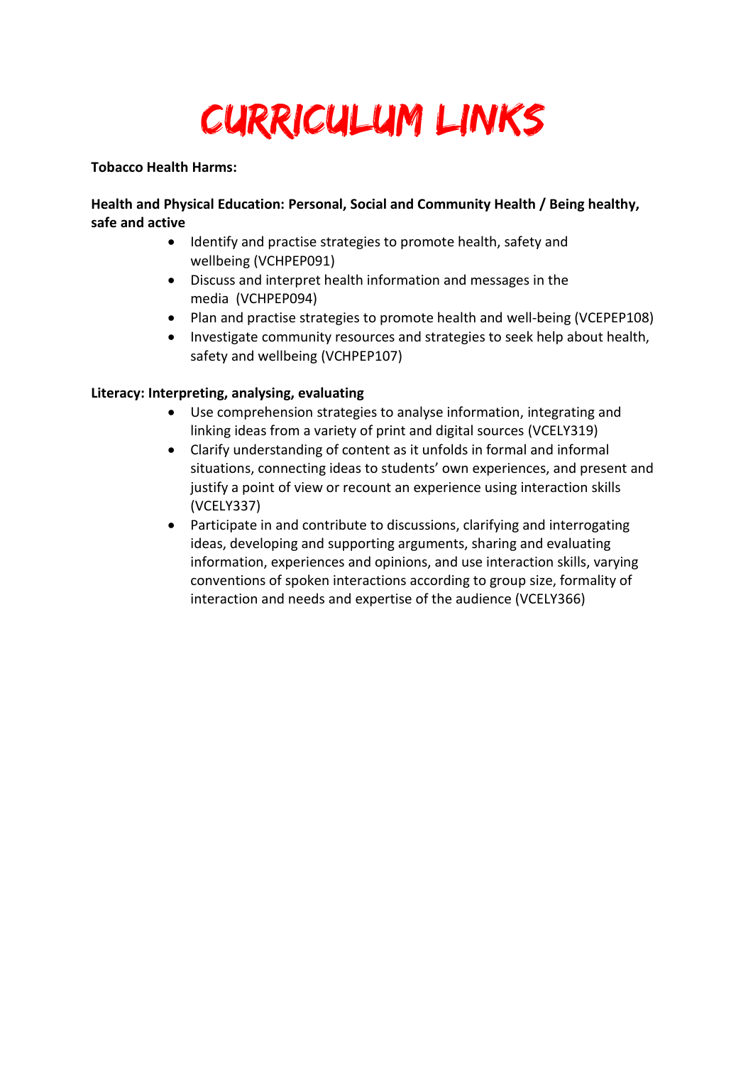# CURRICULUM LINKS

**Tobacco Health Harms:**

**Health and Physical Education: Personal, Social and Community Health / Being healthy, safe and active**

- Identify and practise strategies to promote health, safety and wellbeing (VCHPEP091)
- Discuss and interpret health information and messages in the media (VCHPEP094)
- Plan and practise strategies to promote health and well-being (VCEPEP108)
- Investigate community resources and strategies to seek help about health, safety and wellbeing (VCHPEP107)

**Literacy: Interpreting, analysing, evaluating**

- Use comprehension strategies to analyse information, integrating and linking ideas from a variety of print and digital sources (VCELY319)
- Clarify understanding of content as it unfolds in formal and informal situations, connecting ideas to students' own experiences, and present and justify a point of view or recount an experience using interaction skills (VCELY337)
- Participate in and contribute to discussions, clarifying and interrogating ideas, developing and supporting arguments, sharing and evaluating information, experiences and opinions, and use interaction skills, varying conventions of spoken interactions according to group size, formality of interaction and needs and expertise of the audience (VCELY366)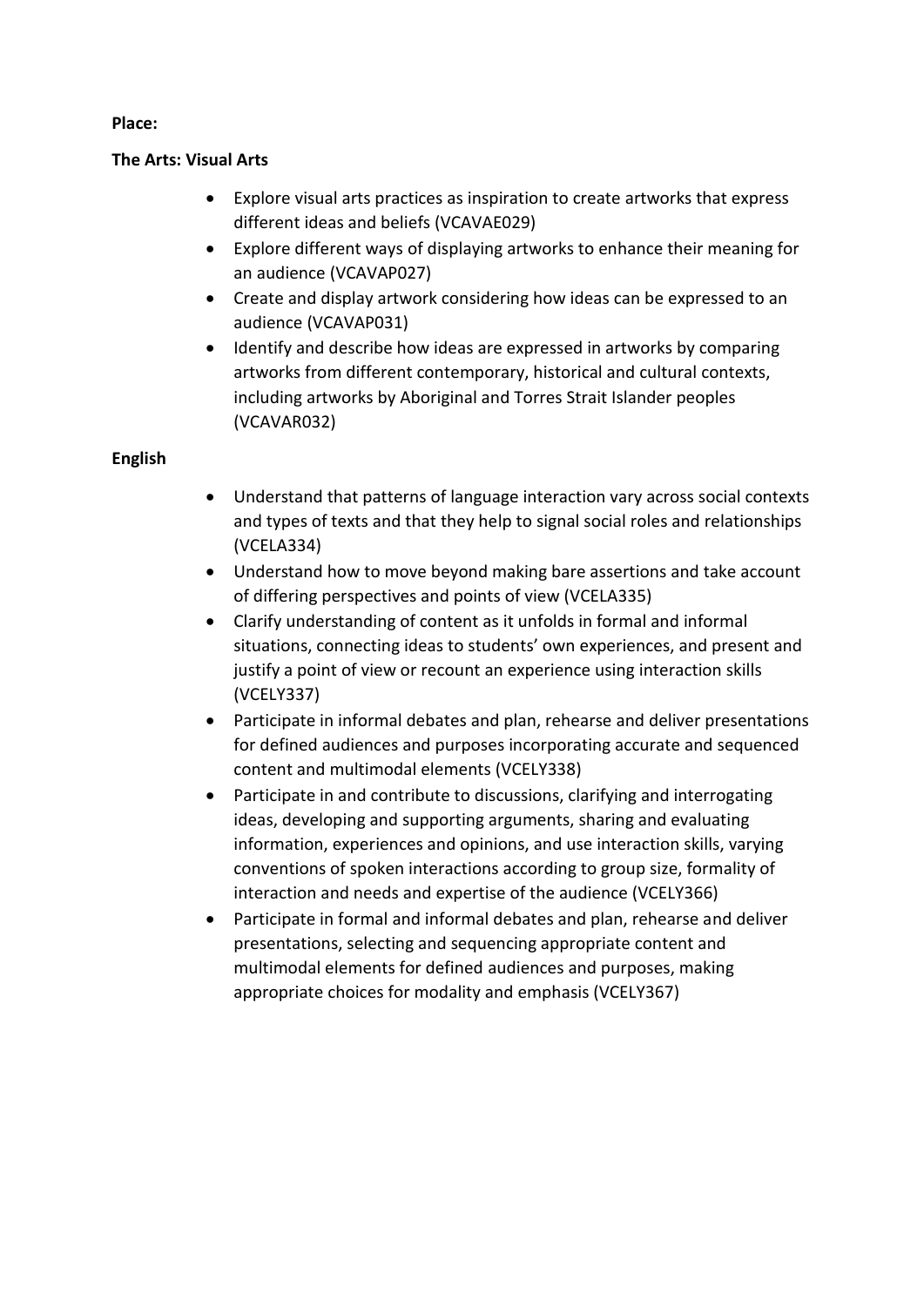**Place:**

**The Arts: Visual Arts**

- Explore visual arts practices as inspiration to create artworks that express different ideas and beliefs (VCAVAE029)
- Explore different ways of displaying artworks to enhance their meaning for an audience (VCAVAP027)
- Create and display artwork considering how ideas can be expressed to an audience (VCAVAP031)
- Identify and describe how ideas are expressed in artworks by comparing artworks from different contemporary, historical and cultural contexts, including artworks by Aboriginal and Torres Strait Islander peoples (VCAVAR032)

**English**

- Understand that patterns of language interaction vary across social contexts and types of texts and that they help to signal social roles and relationships (VCELA334)
- Understand how to move beyond making bare assertions and take account of differing perspectives and points of view (VCELA335)
- Clarify understanding of content as it unfolds in formal and informal situations, connecting ideas to students' own experiences, and present and justify a point of view or recount an experience using interaction skills (VCELY337)
- Participate in informal debates and plan, rehearse and deliver presentations for defined audiences and purposes incorporating accurate and sequenced content and multimodal elements (VCELY338)
- Participate in and contribute to discussions, clarifying and interrogating ideas, developing and supporting arguments, sharing and evaluating information, experiences and opinions, and use interaction skills, varying conventions of spoken interactions according to group size, formality of interaction and needs and expertise of the audience (VCELY366)
- Participate in formal and informal debates and plan, rehearse and deliver presentations, selecting and sequencing appropriate content and multimodal elements for defined audiences and purposes, making appropriate choices for modality and emphasis (VCELY367)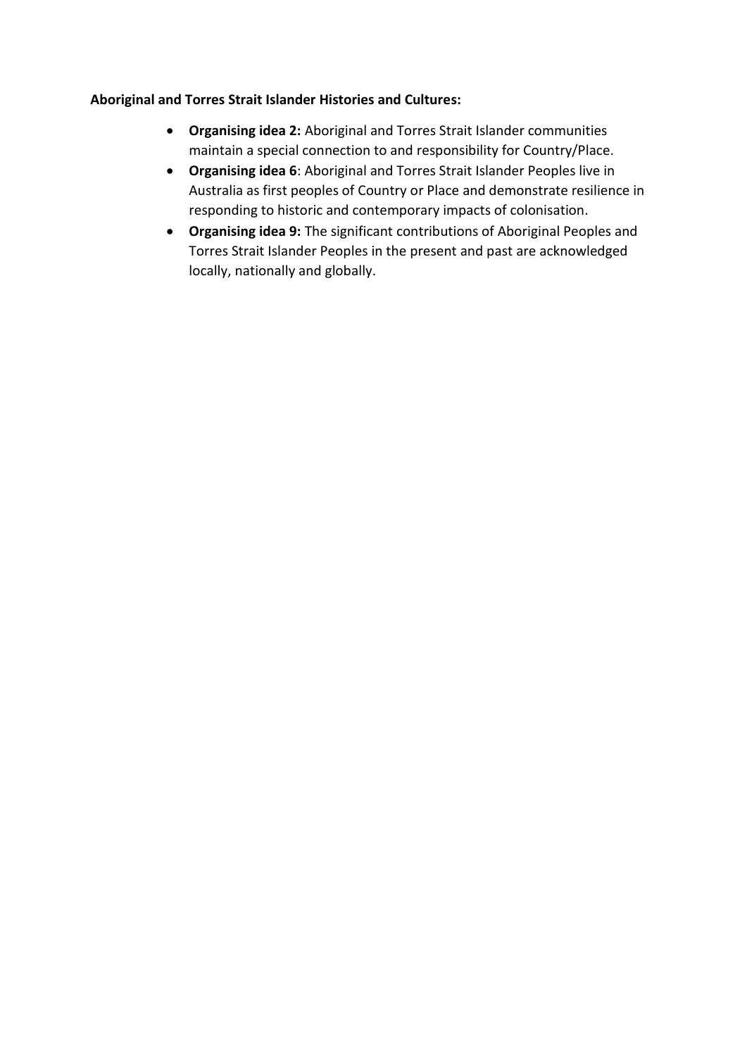**Aboriginal and Torres Strait Islander Histories and Cultures:**

- **Organising idea 2:** Aboriginal and Torres Strait Islander communities maintain a special connection to and responsibility for Country/Place.
- **Organising idea 6**: Aboriginal and Torres Strait Islander Peoples live in Australia as first peoples of Country or Place and demonstrate resilience in responding to historic and contemporary impacts of colonisation.
- **Organising idea 9:** The significant contributions of Aboriginal Peoples and Torres Strait Islander Peoples in the present and past are acknowledged locally, nationally and globally.